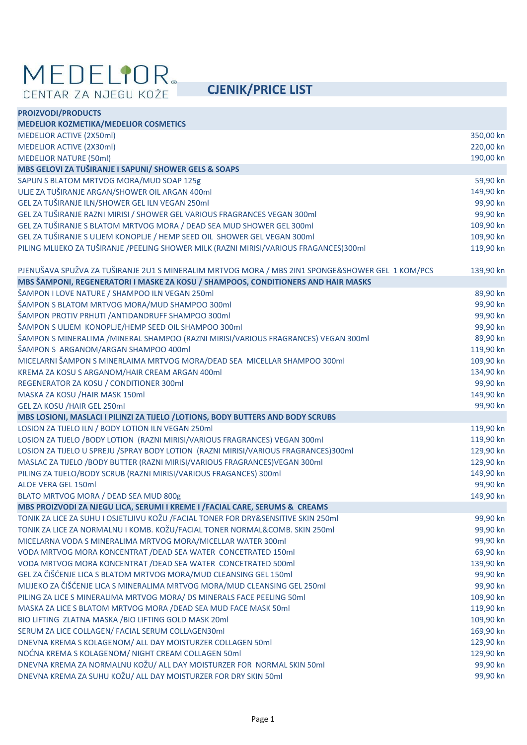MEDELIOR
CENTAR ZA NJEGU KOŽE

# CJENIK/PRICE LIST

| PROIZVODI/PRODUCTS | |
|---|---|
| **MEDELIOR KOZMETIKA/MEDELIOR COSMETICS** | |
| MEDELIOR ACTIVE (2X50ml) | 350,00 kn |
| MEDELIOR ACTIVE (2X30ml) | 220,00 kn |
| MEDELIOR NATURE (50ml) | 190,00 kn |
| **MBS GELOVI ZA TUŠIRANJE I SAPUNI/ SHOWER GELS & SOAPS** | |
| SAPUN S BLATOM MRTVOG MORA/MUD SOAP 125g | 59,90 kn |
| ULJE ZA TUŠIRANJE ARGAN/SHOWER OIL ARGAN 400ml | 149,90 kn |
| GEL ZA TUŠIRANJE ILN/SHOWER GEL ILN VEGAN 250ml | 99,90 kn |
| GEL ZA TUŠIRANJE RAZNI MIRISI / SHOWER GEL VARIOUS FRAGRANCES VEGAN 300ml | 99,90 kn |
| GEL ZA TUŠIRANJE S BLATOM MRTVOG MORA / DEAD SEA MUD SHOWER GEL 300ml | 109,90 kn |
| GEL ZA TUŠIRANJE S ULJEM KONOPLJE / HEMP SEED OIL SHOWER GEL VEGAN 300ml | 109,90 kn |
| PILING MLIJEKO ZA TUŠIRANJE /PEELING SHOWER MILK (RAZNI MIRISI/VARIOUS FRAGANCES)300ml | 119,90 kn |
| PJENUŠAVA SPUŽVA ZA TUŠIRANJE 2U1 S MINERALIM MRTVOG MORA / MBS 2IN1 SPONGE&SHOWER GEL 1 KOM/PCS | 139,90 kn |
| **MBS ŠAMPONI, REGENERATORI I MASKE ZA KOSU / SHAMPOOS, CONDITIONERS AND HAIR MASKS** | |
| ŠAMPON I LOVE NATURE / SHAMPOO ILN VEGAN 250ml | 89,90 kn |
| ŠAMPON S BLATOM MRTVOG MORA/MUD SHAMPOO 300ml | 99,90 kn |
| ŠAMPON PROTIV PRHUTI /ANTIDANDRUFF SHAMPOO 300ml | 99,90 kn |
| ŠAMPON S ULJEM KONOPLJE/HEMP SEED OIL SHAMPOO 300ml | 99,90 kn |
| ŠAMPON S MINERALIMA /MINERAL SHAMPOO (RAZNI MIRISI/VARIOUS FRAGRANCES) VEGAN 300ml | 89,90 kn |
| ŠAMPON S ARGANOM/ARGAN SHAMPOO 400ml | 119,90 kn |
| MICELARNI ŠAMPON S MINERLAIMA MRTVOG MORA/DEAD SEA MICELLAR SHAMPOO 300ml | 109,90 kn |
| KREMA ZA KOSU S ARGANOM/HAIR CREAM ARGAN 400ml | 134,90 kn |
| REGENERATOR ZA KOSU / CONDITIONER 300ml | 99,90 kn |
| MASKA ZA KOSU /HAIR MASK 150ml | 149,90 kn |
| GEL ZA KOSU /HAIR GEL 250ml | 99,90 kn |
| **MBS LOSIONI, MASLACI I PILINZI ZA TIJELO /LOTIONS, BODY BUTTERS AND BODY SCRUBS** | |
| LOSION ZA TIJELO ILN / BODY LOTION ILN VEGAN 250ml | 119,90 kn |
| LOSION ZA TIJELO /BODY LOTION (RAZNI MIRISI/VARIOUS FRAGRANCES) VEGAN 300ml | 119,90 kn |
| LOSION ZA TIJELO U SPREJU /SPRAY BODY LOTION (RAZNI MIRISI/VARIOUS FRAGRANCES)300ml | 129,90 kn |
| MASLAC ZA TIJELO /BODY BUTTER (RAZNI MIRISI/VARIOUS FRAGRANCES)VEGAN 300ml | 129,90 kn |
| PILING ZA TIJELO/BODY SCRUB (RAZNI MIRISI/VARIOUS FRAGANCES) 300ml | 149,90 kn |
| ALOE VERA GEL 150ml | 99,90 kn |
| BLATO MRTVOG MORA / DEAD SEA MUD 800g | 149,90 kn |
| **MBS PROIZVODI ZA NJEGU LICA, SERUMI I KREME I /FACIAL CARE, SERUMS & CREAMS** | |
| TONIK ZA LICE ZA SUHU I OSJETLJIVU KOŽU /FACIAL TONER FOR DRY&SENSITIVE SKIN 250ml | 99,90 kn |
| TONIK ZA LICE ZA NORMALNU I KOMB. KOŽU/FACIAL TONER NORMAL&COMB. SKIN 250ml | 99,90 kn |
| MICELARNA VODA S MINERALIMA MRTVOG MORA/MICELLAR WATER 300ml | 99,90 kn |
| VODA MRTVOG MORA KONCENTRAT /DEAD SEA WATER CONCETRATED 150ml | 69,90 kn |
| VODA MRTVOG MORA KONCENTRAT /DEAD SEA WATER CONCETRATED 500ml | 139,90 kn |
| GEL ZA ČIŠĆENJE LICA S BLATOM MRTVOG MORA/MUD CLEANSING GEL 150ml | 99,90 kn |
| MLIJEKO ZA ČIŠĆENJE LICA S MINERALIMA MRTVOG MORA/MUD CLEANSING GEL 250ml | 99,90 kn |
| PILING ZA LICE S MINERALIMA MRTVOG MORA/ DS MINERALS FACE PEELING 50ml | 109,90 kn |
| MASKA ZA LICE S BLATOM MRTVOG MORA /DEAD SEA MUD FACE MASK 50ml | 119,90 kn |
| BIO LIFTING ZLATNA MASKA /BIO LIFTING GOLD MASK 20ml | 109,90 kn |
| SERUM ZA LICE COLLAGEN/ FACIAL SERUM COLLAGEN30ml | 169,90 kn |
| DNEVNA KREMA S KOLAGENOM/ ALL DAY MOISTURZER COLLAGEN 50ml | 129,90 kn |
| NOĆNA KREMA S KOLAGENOM/ NIGHT CREAM COLLAGEN 50ml | 129,90 kn |
| DNEVNA KREMA ZA NORMALNU KOŽU/ ALL DAY MOISTURZER FOR NORMAL SKIN 50ml | 99,90 kn |
| DNEVNA KREMA ZA SUHU KOŽU/ ALL DAY MOISTURZER FOR DRY SKIN 50ml | 99,90 kn |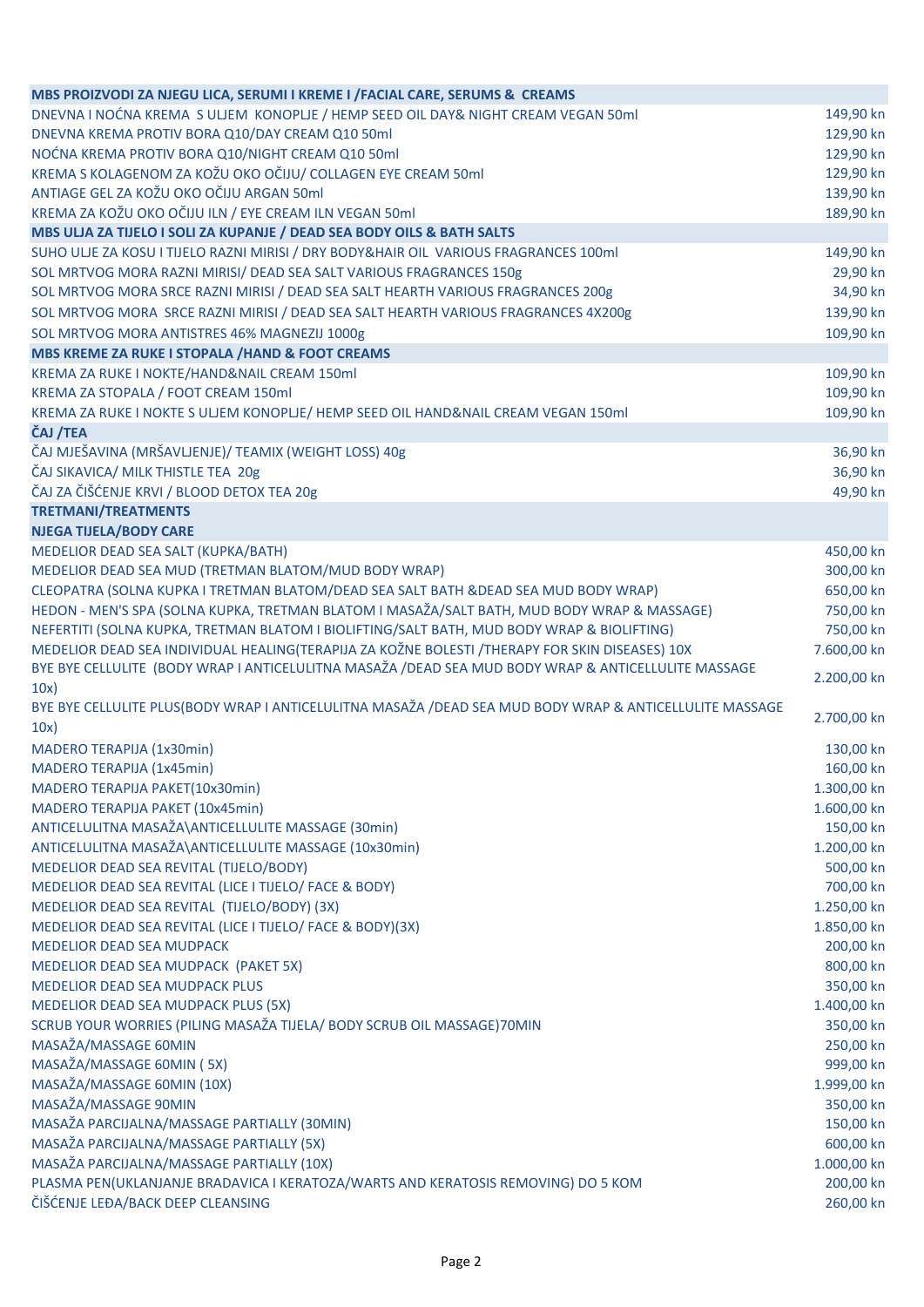| MBS PROIZVODI ZA NJEGU LICA, SERUMI I KREME I /FACIAL CARE, SERUMS & CREAMS | |
|---|---|
| DNEVNA I NOĆNA KREMA S ULJEM KONOPLJE / HEMP SEED OIL DAY& NIGHT CREAM VEGAN 50ml | 149,90 kn |
| DNEVNA KREMA PROTIV BORA Q10/DAY CREAM Q10 50ml | 129,90 kn |
| NOĆNA KREMA PROTIV BORA Q10/NIGHT CREAM Q10 50ml | 129,90 kn |
| KREMA S KOLAGENOM ZA KOŽU OKO OČIJU/ COLLAGEN EYE CREAM 50ml | 129,90 kn |
| ANTIAGE GEL ZA KOŽU OKO OČIJU ARGAN 50ml | 139,90 kn |
| KREMA ZA KOŽU OKO OČIJU ILN / EYE CREAM ILN VEGAN 50ml | 189,90 kn |
| **MBS ULJA ZA TIJELO I SOLI ZA KUPANJE / DEAD SEA BODY OILS & BATH SALTS** | |
| SUHO ULJE ZA KOSU I TIJELO RAZNI MIRISI / DRY BODY&HAIR OIL VARIOUS FRAGRANCES 100ml | 149,90 kn |
| SOL MRTVOG MORA RAZNI MIRISI/ DEAD SEA SALT VARIOUS FRAGRANCES 150g | 29,90 kn |
| SOL MRTVOG MORA SRCE RAZNI MIRISI / DEAD SEA SALT HEARTH VARIOUS FRAGRANCES 200g | 34,90 kn |
| SOL MRTVOG MORA SRCE RAZNI MIRISI / DEAD SEA SALT HEARTH VARIOUS FRAGRANCES 4X200g | 139,90 kn |
| SOL MRTVOG MORA ANTISTRES 46% MAGNEZIJ 1000g | 109,90 kn |
| **MBS KREME ZA RUKE I STOPALA /HAND & FOOT CREAMS** | |
| KREMA ZA RUKE I NOKTE/HAND&NAIL CREAM 150ml | 109,90 kn |
| KREMA ZA STOPALA / FOOT CREAM 150ml | 109,90 kn |
| KREMA ZA RUKE I NOKTE S ULJEM KONOPLJE/ HEMP SEED OIL HAND&NAIL CREAM VEGAN 150ml | 109,90 kn |
| **ČAJ /TEA** | |
| ČAJ MJEŠAVINA (MRŠAVLJENJE)/ TEAMIX (WEIGHT LOSS) 40g | 36,90 kn |
| ČAJ SIKAVICA/ MILK THISTLE TEA 20g | 36,90 kn |
| ČAJ ZA ČIŠĆENJE KRVI / BLOOD DETOX TEA 20g | 49,90 kn |
| **TRETMANI/TREATMENTS** | |
| **NJEGA TIJELA/BODY CARE** | |
| MEDELIOR DEAD SEA SALT (KUPKA/BATH) | 450,00 kn |
| MEDELIOR DEAD SEA MUD (TRETMAN BLATOM/MUD BODY WRAP) | 300,00 kn |
| CLEOPATRA (SOLNA KUPKA I TRETMAN BLATOM/DEAD SEA SALT BATH &DEAD SEA MUD BODY WRAP) | 650,00 kn |
| HEDON - MEN'S SPA (SOLNA KUPKA, TRETMAN BLATOM I MASAŽA/SALT BATH, MUD BODY WRAP & MASSAGE) | 750,00 kn |
| NEFERTITI (SOLNA KUPKA, TRETMAN BLATOM I BIOLIFTING/SALT BATH, MUD BODY WRAP & BIOLIFTING) | 750,00 kn |
| MEDELIOR DEAD SEA INDIVIDUAL HEALING(TERAPIJA ZA KOŽNE BOLESTI /THERAPY FOR SKIN DISEASES) 10X | 7.600,00 kn |
| BYE BYE CELLULITE (BODY WRAP I ANTICELULITNA MASAŽA /DEAD SEA MUD BODY WRAP & ANTICELLULITE MASSAGE 10x) | 2.200,00 kn |
| BYE BYE CELLULITE PLUS(BODY WRAP I ANTICELULITNA MASAŽA /DEAD SEA MUD BODY WRAP & ANTICELLULITE MASSAGE 10x) | 2.700,00 kn |
| MADERO TERAPIJA (1x30min) | 130,00 kn |
| MADERO TERAPIJA (1x45min) | 160,00 kn |
| MADERO TERAPIJA PAKET(10x30min) | 1.300,00 kn |
| MADERO TERAPIJA PAKET (10x45min) | 1.600,00 kn |
| ANTICELULITNA MASAŽA\ANTICELLULITE MASSAGE (30min) | 150,00 kn |
| ANTICELULITNA MASAŽA\ANTICELLULITE MASSAGE (10x30min) | 1.200,00 kn |
| MEDELIOR DEAD SEA REVITAL (TIJELO/BODY) | 500,00 kn |
| MEDELIOR DEAD SEA REVITAL (LICE I TIJELO/ FACE & BODY) | 700,00 kn |
| MEDELIOR DEAD SEA REVITAL (TIJELO/BODY) (3X) | 1.250,00 kn |
| MEDELIOR DEAD SEA REVITAL (LICE I TIJELO/ FACE & BODY)(3X) | 1.850,00 kn |
| MEDELIOR DEAD SEA MUDPACK | 200,00 kn |
| MEDELIOR DEAD SEA MUDPACK (PAKET 5X) | 800,00 kn |
| MEDELIOR DEAD SEA MUDPACK PLUS | 350,00 kn |
| MEDELIOR DEAD SEA MUDPACK PLUS (5X) | 1.400,00 kn |
| SCRUB YOUR WORRIES (PILING MASAŽA TIJELA/ BODY SCRUB OIL MASSAGE)70MIN | 350,00 kn |
| MASAŽA/MASSAGE 60MIN | 250,00 kn |
| MASAŽA/MASSAGE 60MIN ( 5X) | 999,00 kn |
| MASAŽA/MASSAGE 60MIN (10X) | 1.999,00 kn |
| MASAŽA/MASSAGE 90MIN | 350,00 kn |
| MASAŽA PARCIJALNA/MASSAGE PARTIALLY (30MIN) | 150,00 kn |
| MASAŽA PARCIJALNA/MASSAGE PARTIALLY (5X) | 600,00 kn |
| MASAŽA PARCIJALNA/MASSAGE PARTIALLY (10X) | 1.000,00 kn |
| PLASMA PEN(UKLANJANJE BRADAVICA I KERATOZA/WARTS AND KERATOSIS REMOVING) DO 5 KOM | 200,00 kn |
| ČIŠĆENJE LEĐA/BACK DEEP CLEANSING | 260,00 kn |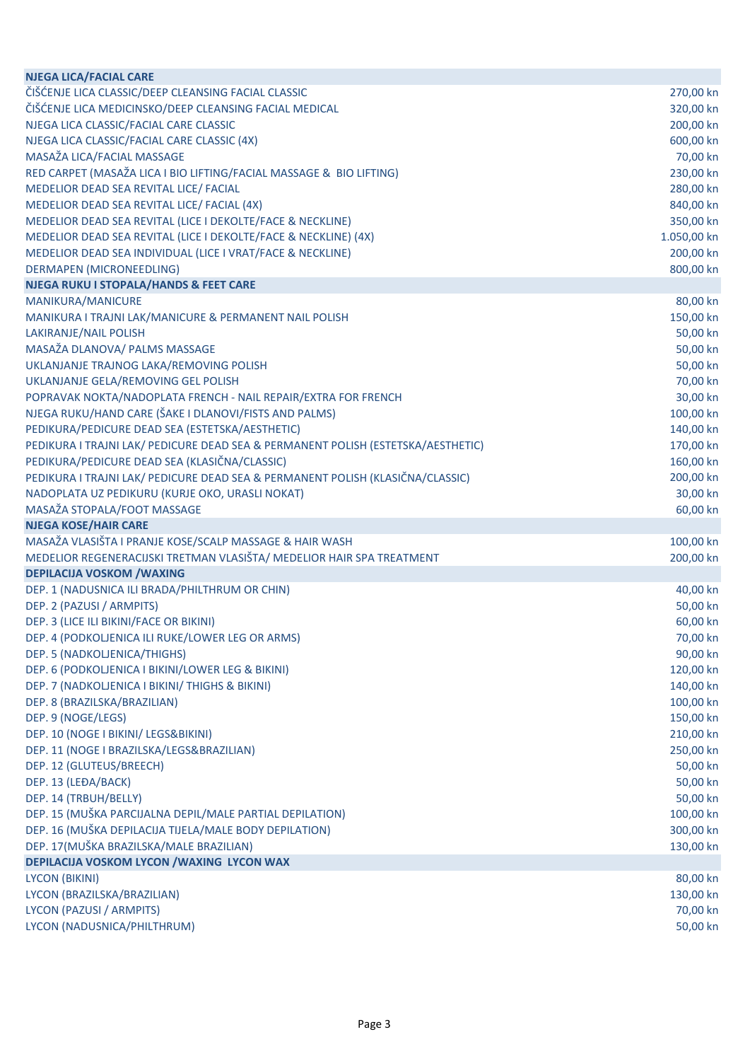| NJEGA LICA/FACIAL CARE | |
|---|---|
| ČIŠĆENJE LICA CLASSIC/DEEP CLEANSING FACIAL CLASSIC | 270,00 kn |
| ČIŠĆENJE LICA MEDICINSKO/DEEP CLEANSING FACIAL MEDICAL | 320,00 kn |
| NJEGA LICA CLASSIC/FACIAL CARE CLASSIC | 200,00 kn |
| NJEGA LICA CLASSIC/FACIAL CARE CLASSIC (4X) | 600,00 kn |
| MASAŽA LICA/FACIAL MASSAGE | 70,00 kn |
| RED CARPET (MASAŽA LICA I BIO LIFTING/FACIAL MASSAGE & BIO LIFTING) | 230,00 kn |
| MEDELIOR DEAD SEA REVITAL LICE/ FACIAL | 280,00 kn |
| MEDELIOR DEAD SEA REVITAL LICE/ FACIAL (4X) | 840,00 kn |
| MEDELIOR DEAD SEA REVITAL (LICE I DEKOLTE/FACE & NECKLINE) | 350,00 kn |
| MEDELIOR DEAD SEA REVITAL (LICE I DEKOLTE/FACE & NECKLINE) (4X) | 1.050,00 kn |
| MEDELIOR DEAD SEA INDIVIDUAL (LICE I VRAT/FACE & NECKLINE) | 200,00 kn |
| DERMAPEN (MICRONEEDLING) | 800,00 kn |
| **NJEGA RUKU I STOPALA/HANDS & FEET CARE** | |
| MANIKURA/MANICURE | 80,00 kn |
| MANIKURA I TRAJNI LAK/MANICURE & PERMANENT NAIL POLISH | 150,00 kn |
| LAKIRANJE/NAIL POLISH | 50,00 kn |
| MASAŽA DLANOVA/ PALMS MASSAGE | 50,00 kn |
| UKLANJANJE TRAJNOG LAKA/REMOVING POLISH | 50,00 kn |
| UKLANJANJE GELA/REMOVING GEL POLISH | 70,00 kn |
| POPRAVAK NOKTA/NADOPLATA FRENCH - NAIL REPAIR/EXTRA FOR FRENCH | 30,00 kn |
| NJEGA RUKU/HAND CARE (ŠAKE I DLANOVI/FISTS AND PALMS) | 100,00 kn |
| PEDIKURA/PEDICURE DEAD SEA (ESTETSKA/AESTHETIC) | 140,00 kn |
| PEDIKURA I TRAJNI LAK/ PEDICURE DEAD SEA & PERMANENT POLISH (ESTETSKA/AESTHETIC) | 170,00 kn |
| PEDIKURA/PEDICURE DEAD SEA (KLASIČNA/CLASSIC) | 160,00 kn |
| PEDIKURA I TRAJNI LAK/ PEDICURE DEAD SEA & PERMANENT POLISH (KLASIČNA/CLASSIC) | 200,00 kn |
| NADOPLATA UZ PEDIKURU (KURJE OKO, URASLI NOKAT) | 30,00 kn |
| MASAŽA STOPALA/FOOT MASSAGE | 60,00 kn |
| **NJEGA KOSE/HAIR CARE** | |
| MASAŽA VLASIŠTA I PRANJE KOSE/SCALP MASSAGE & HAIR WASH | 100,00 kn |
| MEDELIOR REGENERACIJSKI TRETMAN VLASIŠTA/ MEDELIOR HAIR SPA TREATMENT | 200,00 kn |
| **DEPILACIJA VOSKOM /WAXING** | |
| DEP. 1 (NADUSNICA ILI BRADA/PHILTHRUM OR CHIN) | 40,00 kn |
| DEP. 2 (PAZUSI / ARMPITS) | 50,00 kn |
| DEP. 3 (LICE ILI BIKINI/FACE OR BIKINI) | 60,00 kn |
| DEP. 4 (PODKOLJENICA ILI RUKE/LOWER LEG OR ARMS) | 70,00 kn |
| DEP. 5 (NADKOLJENICA/THIGHS) | 90,00 kn |
| DEP. 6 (PODKOLJENICA I BIKINI/LOWER LEG & BIKINI) | 120,00 kn |
| DEP. 7 (NADKOLJENICA I BIKINI/ THIGHS & BIKINI) | 140,00 kn |
| DEP. 8 (BRAZILSKA/BRAZILIAN) | 100,00 kn |
| DEP. 9 (NOGE/LEGS) | 150,00 kn |
| DEP. 10 (NOGE I BIKINI/ LEGS&BIKINI) | 210,00 kn |
| DEP. 11 (NOGE I BRAZILSKA/LEGS&BRAZILIAN) | 250,00 kn |
| DEP. 12 (GLUTEUS/BREECH) | 50,00 kn |
| DEP. 13 (LEĐA/BACK) | 50,00 kn |
| DEP. 14 (TRBUH/BELLY) | 50,00 kn |
| DEP. 15 (MUŠKA PARCIJALNA DEPIL/MALE PARTIAL DEPILATION) | 100,00 kn |
| DEP. 16 (MUŠKA DEPILACIJA TIJELA/MALE BODY DEPILATION) | 300,00 kn |
| DEP. 17(MUŠKA BRAZILSKA/MALE BRAZILIAN) | 130,00 kn |
| **DEPILACIJA VOSKOM LYCON /WAXING LYCON WAX** | |
| LYCON (BIKINI) | 80,00 kn |
| LYCON (BRAZILSKA/BRAZILIAN) | 130,00 kn |
| LYCON (PAZUSI / ARMPITS) | 70,00 kn |
| LYCON (NADUSNICA/PHILTHRUM) | 50,00 kn |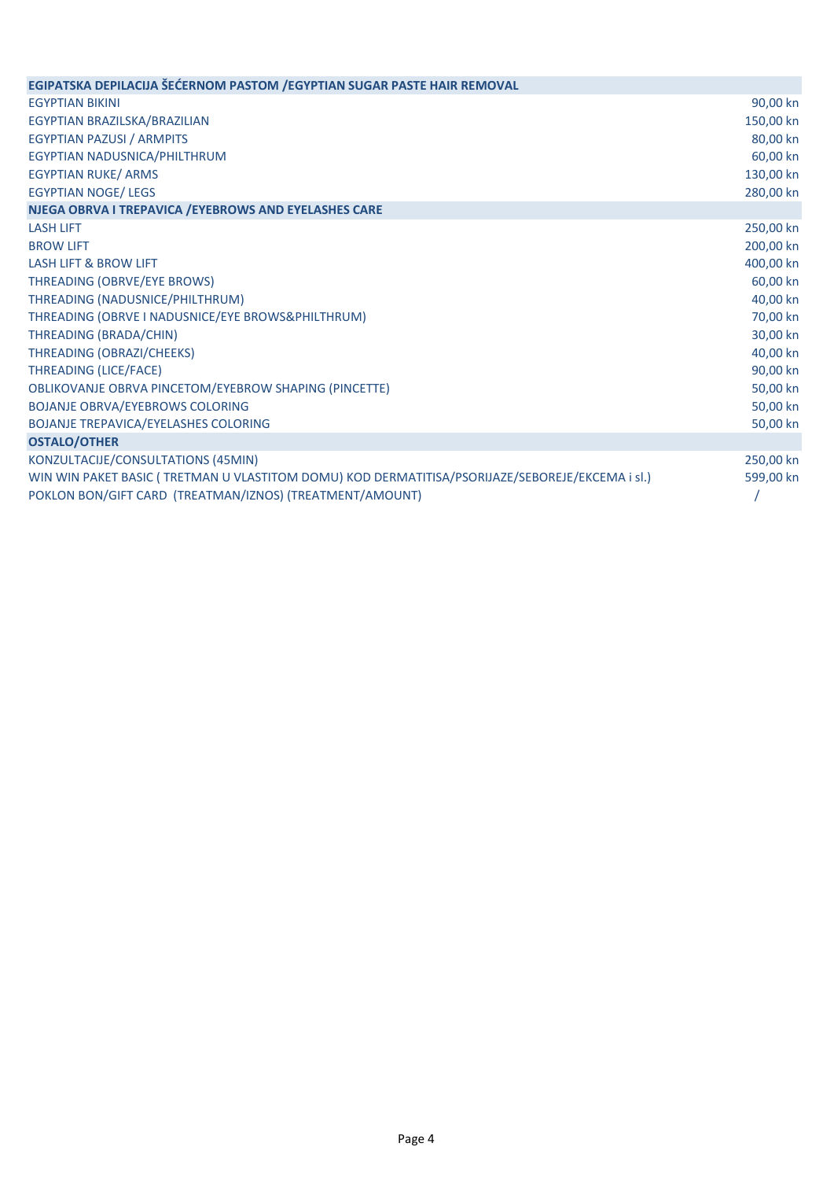| | |
|---|---|
| **EGIPATSKA DEPILACIJA ŠEĆERNOM PASTOM /EGYPTIAN SUGAR PASTE HAIR REMOVAL** | |
| EGYPTIAN BIKINI | 90,00 kn |
| EGYPTIAN BRAZILSKA/BRAZILIAN | 150,00 kn |
| EGYPTIAN PAZUSI / ARMPITS | 80,00 kn |
| EGYPTIAN NADUSNICA/PHILTHRUM | 60,00 kn |
| EGYPTIAN RUKE/ ARMS | 130,00 kn |
| EGYPTIAN NOGE/ LEGS | 280,00 kn |
| **NJEGA OBRVA I TREPAVICA /EYEBROWS AND EYELASHES CARE** | |
| LASH LIFT | 250,00 kn |
| BROW LIFT | 200,00 kn |
| LASH LIFT & BROW LIFT | 400,00 kn |
| THREADING (OBRVE/EYE BROWS) | 60,00 kn |
| THREADING (NADUSNICE/PHILTHRUM) | 40,00 kn |
| THREADING (OBRVE I NADUSNICE/EYE BROWS&PHILTHRUM) | 70,00 kn |
| THREADING (BRADA/CHIN) | 30,00 kn |
| THREADING (OBRAZI/CHEEKS) | 40,00 kn |
| THREADING (LICE/FACE) | 90,00 kn |
| OBLIKOVANJE OBRVA PINCETOM/EYEBROW SHAPING (PINCETTE) | 50,00 kn |
| BOJANJE OBRVA/EYEBROWS COLORING | 50,00 kn |
| BOJANJE TREPAVICA/EYELASHES COLORING | 50,00 kn |
| **OSTALO/OTHER** | |
| KONZULTACIJE/CONSULTATIONS (45MIN) | 250,00 kn |
| WIN WIN PAKET BASIC ( TRETMAN U VLASTITOM DOMU) KOD DERMATITISA/PSORIJAZE/SEBOREJE/EKCEMA i sl.) | 599,00 kn |
| POKLON BON/GIFT CARD (TREATMAN/IZNOS) (TREATMENT/AMOUNT) | / |